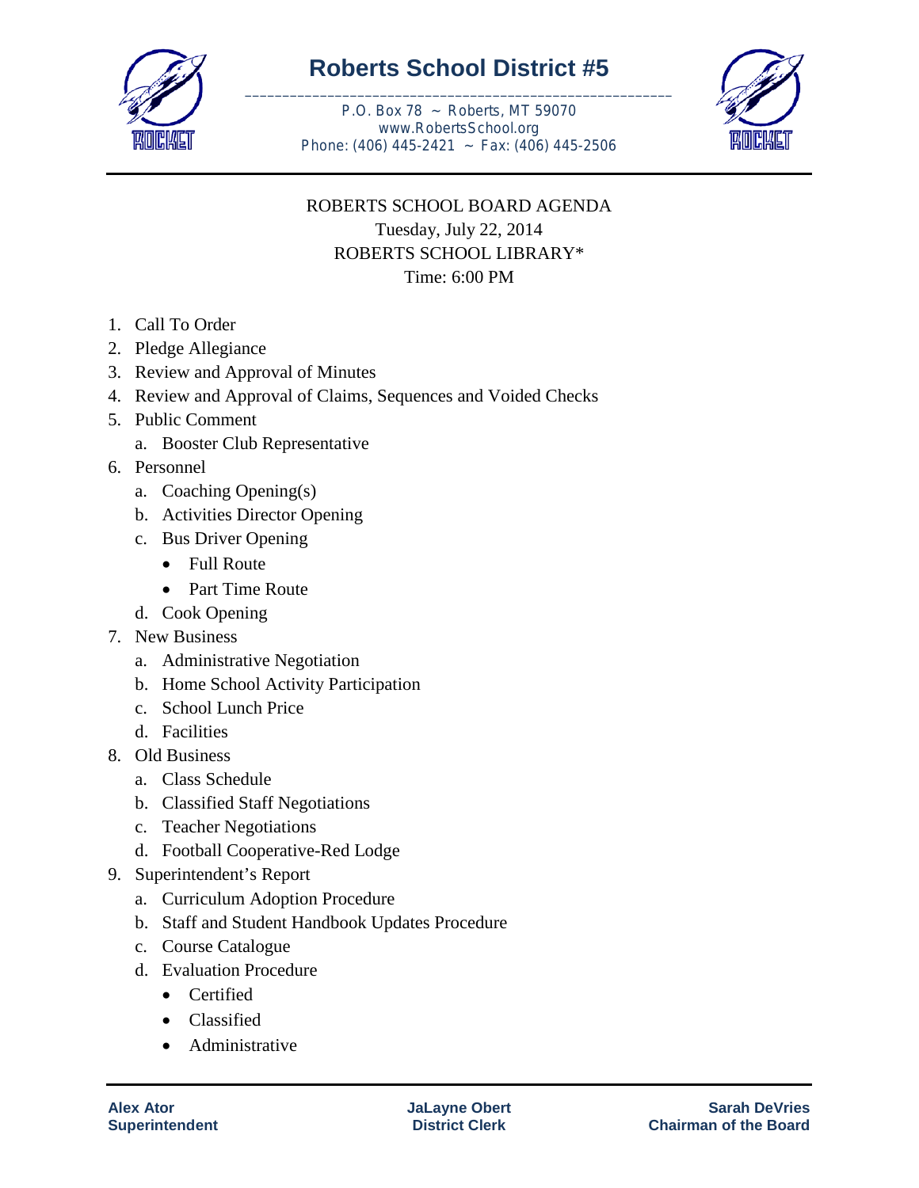# Roberts School District #5

P.O. Box 78 ~ Roberts, MT 59070
www.RobertsSchool.org
Phone: (406) 445-2421 ~ Fax: (406) 445-2506

ROBERTS SCHOOL BOARD AGENDA
Tuesday, July 22, 2014
ROBERTS SCHOOL LIBRARY*
Time: 6:00 PM

1. Call To Order
2. Pledge Allegiance
3. Review and Approval of Minutes
4. Review and Approval of Claims, Sequences and Voided Checks
5. Public Comment
   a. Booster Club Representative
6. Personnel
   a. Coaching Opening(s)
   b. Activities Director Opening
   c. Bus Driver Opening
      - Full Route
      - Part Time Route
   d. Cook Opening
7. New Business
   a. Administrative Negotiation
   b. Home School Activity Participation
   c. School Lunch Price
   d. Facilities
8. Old Business
   a. Class Schedule
   b. Classified Staff Negotiations
   c. Teacher Negotiations
   d. Football Cooperative-Red Lodge
9. Superintendent's Report
   a. Curriculum Adoption Procedure
   b. Staff and Student Handbook Updates Procedure
   c. Course Catalogue
   d. Evaluation Procedure
      - Certified
      - Classified
      - Administrative

**Alex Ator**
**Superintendent**

**JaLayne Obert**
**District Clerk**

**Sarah DeVries**
**Chairman of the Board**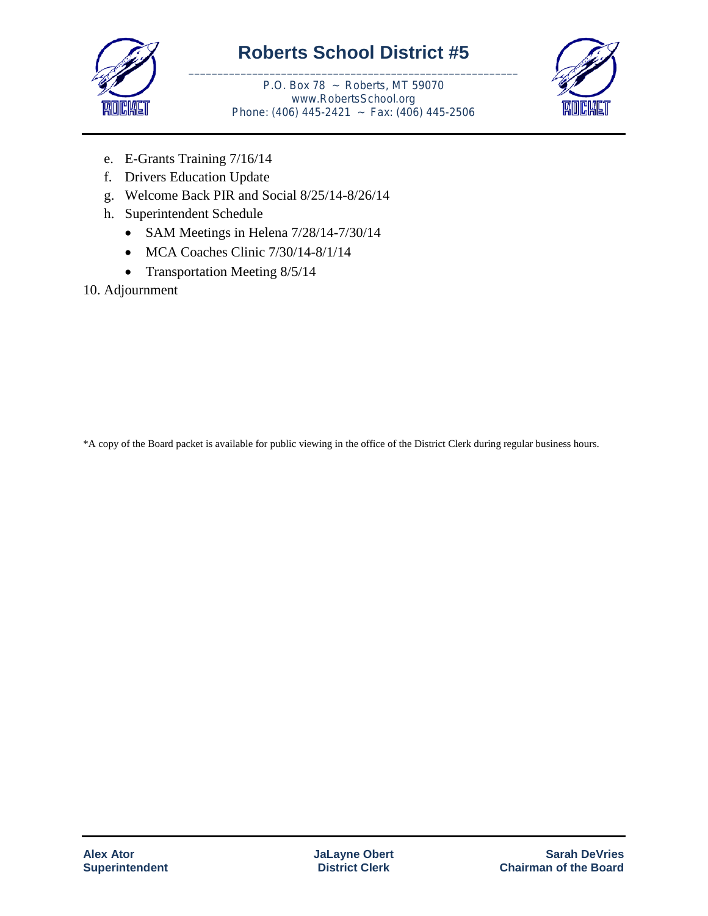# Roberts School District #5

P.O. Box 78 ~ Roberts, MT 59070
www.RobertsSchool.org
Phone: (406) 445-2421 ~ Fax: (406) 445-2506

e. E-Grants Training 7/16/14
f. Drivers Education Update
g. Welcome Back PIR and Social 8/25/14-8/26/14
h. Superintendent Schedule
   - SAM Meetings in Helena 7/28/14-7/30/14
   - MCA Coaches Clinic 7/30/14-8/1/14
   - Transportation Meeting 8/5/14

10. Adjournment

*A copy of the Board packet is available for public viewing in the office of the District Clerk during regular business hours.

**Alex Ator**
**Superintendent**

**JaLayne Obert**
**District Clerk**

**Sarah DeVries**
**Chairman of the Board**